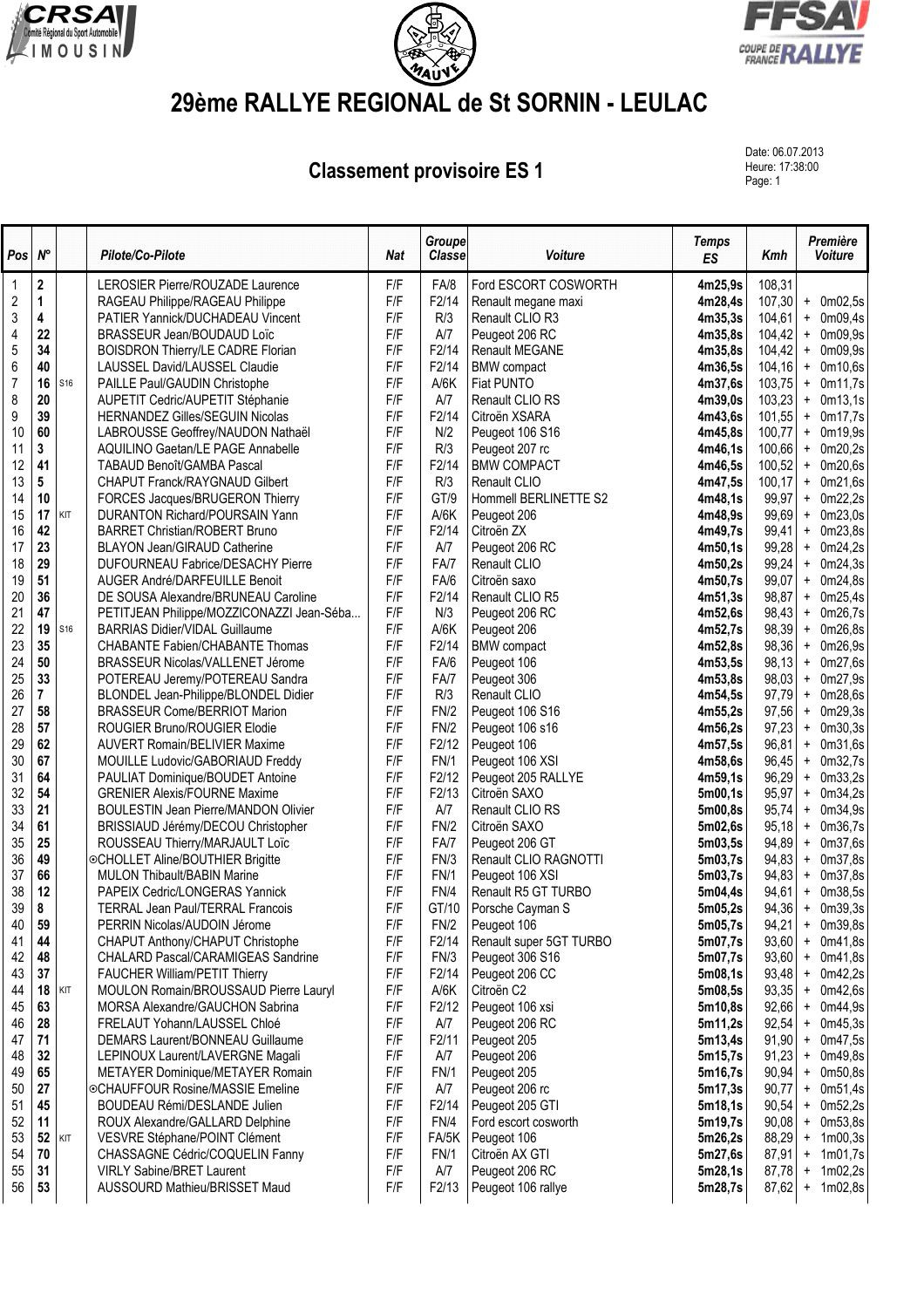# 29ème RALLYE REGIONAL de St SORNIN - LEULAC

## Classement provisoire ES 1

Date: 06.07.2013
Heure: 17:38:00

| Pos | N° | | Pilote/Co-Pilote | Nat | Groupe Classe | Voiture | Temps ES | Kmh | Première Voiture |
|---|---|---|---|---|---|---|---|---|---|
| 1 | 2 | | LEROSIER Pierre/ROUZADE Laurence | F/F | FA/8 | Ford ESCORT COSWORTH | 4m25,9s | 108,31 | |
| 2 | 1 | | RAGEAU Philippe/RAGEAU Philippe | F/F | F2/14 | Renault megane maxi | 4m28,4s | 107,30 | + 0m02,5s |
| 3 | 4 | | PATIER Yannick/DUCHADEAU Vincent | F/F | R/3 | Renault CLIO R3 | 4m35,3s | 104,61 | + 0m09,4s |
| 4 | 22 | | BRASSEUR Jean/BOUDAUD Loïc | F/F | A/7 | Peugeot 206 RC | 4m35,8s | 104,42 | + 0m09,9s |
| 5 | 34 | | BOISDRON Thierry/LE CADRE Florian | F/F | F2/14 | Renault MEGANE | 4m35,8s | 104,42 | + 0m09,9s |
| 6 | 40 | | LAUSSEL David/LAUSSEL Claudie | F/F | F2/14 | BMW compact | 4m36,5s | 104,16 | + 0m10,6s |
| 7 | 16 | S16 | PAILLE Paul/GAUDIN Christophe | F/F | A/6K | Fiat PUNTO | 4m37,6s | 103,75 | + 0m11,7s |
| 8 | 20 | | AUPETIT Cedric/AUPETIT Stéphanie | F/F | A/7 | Renault CLIO RS | 4m39,0s | 103,23 | + 0m13,1s |
| 9 | 39 | | HERNANDEZ Gilles/SEGUIN Nicolas | F/F | F2/14 | Citroën XSARA | 4m43,6s | 101,55 | + 0m17,7s |
| 10 | 60 | | LABROUSSE Geoffrey/NAUDON Nathaël | F/F | N/2 | Peugeot 106 S16 | 4m45,8s | 100,77 | + 0m19,9s |
| 11 | 3 | | AQUILINO Gaetan/LE PAGE Annabelle | F/F | R/3 | Peugeot 207 rc | 4m46,1s | 100,66 | + 0m20,2s |
| 12 | 41 | | TABAUD Benoît/GAMBA Pascal | F/F | F2/14 | BMW COMPACT | 4m46,5s | 100,52 | + 0m20,6s |
| 13 | 5 | | CHAPUT Franck/RAYGNAUD Gilbert | F/F | R/3 | Renault CLIO | 4m47,5s | 100,17 | + 0m21,6s |
| 14 | 10 | | FORCES Jacques/BRUGERON Thierry | F/F | GT/9 | Hommell BERLINETTE S2 | 4m48,1s | 99,97 | + 0m22,2s |
| 15 | 17 | KIT | DURANTON Richard/POURSAIN Yann | F/F | A/6K | Peugeot 206 | 4m48,9s | 99,69 | + 0m23,0s |
| 16 | 42 | | BARRET Christian/ROBERT Bruno | F/F | F2/14 | Citroën ZX | 4m49,7s | 99,41 | + 0m23,8s |
| 17 | 23 | | BLAYON Jean/GIRAUD Catherine | F/F | A/7 | Peugeot 206 RC | 4m50,1s | 99,28 | + 0m24,2s |
| 18 | 29 | | DUFOURNEAU Fabrice/DESACHY Pierre | F/F | FA/7 | Renault CLIO | 4m50,2s | 99,24 | + 0m24,3s |
| 19 | 51 | | AUGER André/DARFEUILLE Benoit | F/F | FA/6 | Citroën saxo | 4m50,7s | 99,07 | + 0m24,8s |
| 20 | 36 | | DE SOUSA Alexandre/BRUNEAU Caroline | F/F | F2/14 | Renault CLIO R5 | 4m51,3s | 98,87 | + 0m25,4s |
| 21 | 47 | | PETITJEAN Philippe/MOZZICONAZZI Jean-Séba... | F/F | N/3 | Peugeot 206 RC | 4m52,6s | 98,43 | + 0m26,7s |
| 22 | 19 | S16 | BARRIAS Didier/VIDAL Guillaume | F/F | A/6K | Peugeot 206 | 4m52,7s | 98,39 | + 0m26,8s |
| 23 | 35 | | CHABANTE Fabien/CHABANTE Thomas | F/F | F2/14 | BMW compact | 4m52,8s | 98,36 | + 0m26,9s |
| 24 | 50 | | BRASSEUR Nicolas/VALLENET Jérome | F/F | FA/6 | Peugeot 106 | 4m53,5s | 98,13 | + 0m27,6s |
| 25 | 33 | | POTEREAU Jeremy/POTEREAU Sandra | F/F | FA/7 | Peugeot 306 | 4m53,8s | 98,03 | + 0m27,9s |
| 26 | 7 | | BLONDEL Jean-Philippe/BLONDEL Didier | F/F | R/3 | Renault CLIO | 4m54,5s | 97,79 | + 0m28,6s |
| 27 | 58 | | BRASSEUR Come/BERRIOT Marion | F/F | FN/2 | Peugeot 106 S16 | 4m55,2s | 97,56 | + 0m29,3s |
| 28 | 57 | | ROUGIER Bruno/ROUGIER Elodie | F/F | FN/2 | Peugeot 106 s16 | 4m56,2s | 97,23 | + 0m30,3s |
| 29 | 62 | | AUVERT Romain/BELIVIER Maxime | F/F | F2/12 | Peugeot 106 | 4m57,5s | 96,81 | + 0m31,6s |
| 30 | 67 | | MOUILLE Ludovic/GABORIAUD Freddy | F/F | FN/1 | Peugeot 106 XSI | 4m58,6s | 96,45 | + 0m32,7s |
| 31 | 64 | | PAULIAT Dominique/BOUDET Antoine | F/F | F2/12 | Peugeot 205 RALLYE | 4m59,1s | 96,29 | + 0m33,2s |
| 32 | 54 | | GRENIER Alexis/FOURNE Maxime | F/F | F2/13 | Citroën SAXO | 5m00,1s | 95,97 | + 0m34,2s |
| 33 | 21 | | BOULESTIN Jean Pierre/MANDON Olivier | F/F | A/7 | Renault CLIO RS | 5m00,8s | 95,74 | + 0m34,9s |
| 34 | 61 | | BRISSIAUD Jérémy/DECOU Christopher | F/F | FN/2 | Citroën SAXO | 5m02,6s | 95,18 | + 0m36,7s |
| 35 | 25 | | ROUSSEAU Thierry/MARJAULT Loïc | F/F | FA/7 | Peugeot 206 GT | 5m03,5s | 94,89 | + 0m37,6s |
| 36 | 49 | | ⊙CHOLLET Aline/BOUTHIER Brigitte | F/F | FN/3 | Renault CLIO RAGNOTTI | 5m03,7s | 94,83 | + 0m37,8s |
| 37 | 66 | | MULON Thibault/BABIN Marine | F/F | FN/1 | Peugeot 106 XSI | 5m03,7s | 94,83 | + 0m37,8s |
| 38 | 12 | | PAPEIX Cedric/LONGERAS Yannick | F/F | FN/4 | Renault R5 GT TURBO | 5m04,4s | 94,61 | + 0m38,5s |
| 39 | 8 | | TERRAL Jean Paul/TERRAL Francois | F/F | GT/10 | Porsche Cayman S | 5m05,2s | 94,36 | + 0m39,3s |
| 40 | 59 | | PERRIN Nicolas/AUDOIN Jérome | F/F | FN/2 | Peugeot 106 | 5m05,7s | 94,21 | + 0m39,8s |
| 41 | 44 | | CHAPUT Anthony/CHAPUT Christophe | F/F | F2/14 | Renault super 5GT TURBO | 5m07,7s | 93,60 | + 0m41,8s |
| 42 | 48 | | CHALARD Pascal/CARAMIGEAS Sandrine | F/F | FN/3 | Peugeot 306 S16 | 5m07,7s | 93,60 | + 0m41,8s |
| 43 | 37 | | FAUCHER William/PETIT Thierry | F/F | F2/14 | Peugeot 206 CC | 5m08,1s | 93,48 | + 0m42,2s |
| 44 | 18 | KIT | MOULON Romain/BROUSSAUD Pierre Lauryl | F/F | A/6K | Citroën C2 | 5m08,5s | 93,35 | + 0m42,6s |
| 45 | 63 | | MORSA Alexandre/GAUCHON Sabrina | F/F | F2/12 | Peugeot 106 xsi | 5m10,8s | 92,66 | + 0m44,9s |
| 46 | 28 | | FRELAUT Yohann/LAUSSEL Chloé | F/F | A/7 | Peugeot 206 RC | 5m11,2s | 92,54 | + 0m45,3s |
| 47 | 71 | | DEMARS Laurent/BONNEAU Guillaume | F/F | F2/11 | Peugeot 205 | 5m13,4s | 91,90 | + 0m47,5s |
| 48 | 32 | | LEPINOUX Laurent/LAVERGNE Magali | F/F | A/7 | Peugeot 206 | 5m15,7s | 91,23 | + 0m49,8s |
| 49 | 65 | | METAYER Dominique/METAYER Romain | F/F | FN/1 | Peugeot 205 | 5m16,7s | 90,94 | + 0m50,8s |
| 50 | 27 | | ⊙CHAUFFOUR Rosine/MASSIE Emeline | F/F | A/7 | Peugeot 206 rc | 5m17,3s | 90,77 | + 0m51,4s |
| 51 | 45 | | BOUDEAU Rémi/DESLANDE Julien | F/F | F2/14 | Peugeot 205 GTI | 5m18,1s | 90,54 | + 0m52,2s |
| 52 | 11 | | ROUX Alexandre/GALLARD Delphine | F/F | FN/4 | Ford escort cosworth | 5m19,7s | 90,08 | + 0m53,8s |
| 53 | 52 | KIT | VESVRE Stéphane/POINT Clément | F/F | FA/5K | Peugeot 106 | 5m26,2s | 88,29 | + 1m00,3s |
| 54 | 70 | | CHASSAGNE Cédric/COQUELIN Fanny | F/F | FN/1 | Citroën AX GTI | 5m27,6s | 87,91 | + 1m01,7s |
| 55 | 31 | | VIRLY Sabine/BRET Laurent | F/F | A/7 | Peugeot 206 RC | 5m28,1s | 87,78 | + 1m02,2s |
| 56 | 53 | | AUSSOURD Mathieu/BRISSET Maud | F/F | F2/13 | Peugeot 206 rallye | 5m28,7s | 87,62 | + 1m02,8s |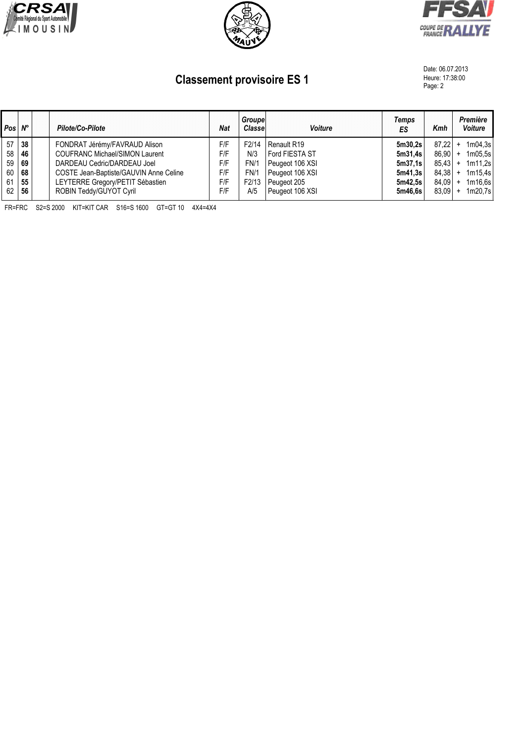# Classement provisoire ES 1

Date: 06.07.2013
Heure: 17:38:00
Page: 2

| Pos | N° | | Pilote/Co-Pilote | Nat | Groupe Classe | Voiture | Temps ES | Kmh | Première Voiture |
|---|---|---|---|---|---|---|---|---|---|
| 57 | **38** | | FONDRAT Jérémy/FAVRAUD Alison | F/F | F2/14 | Renault R19 | **5m30,2s** | 87,22 | + 1m04,3s |
| 58 | **46** | | COUFRANC Michael/SIMON Laurent | F/F | N/3 | Ford FIESTA ST | **5m31,4s** | 86,90 | + 1m05,5s |
| 59 | **69** | | DARDEAU Cedric/DARDEAU Joel | F/F | FN/1 | Peugeot 106 XSI | **5m37,1s** | 85,43 | + 1m11,2s |
| 60 | **68** | | COSTE Jean-Baptiste/GAUVIN Anne Celine | F/F | FN/1 | Peugeot 106 XSI | **5m41,3s** | 84,38 | + 1m15,4s |
| 61 | **55** | | LEYTERRE Gregory/PETIT Sébastien | F/F | F2/13 | Peugeot 205 | **5m42,5s** | 84,09 | + 1m16,6s |
| 62 | **56** | | ROBIN Teddy/GUYOT Cyril | F/F | A/5 | Peugeot 106 XSI | **5m46,6s** | 83,09 | + 1m20,7s |

FR=FRC S2=S 2000 KIT=KIT CAR S16=S 1600 GT=GT 10 4X4=4X4